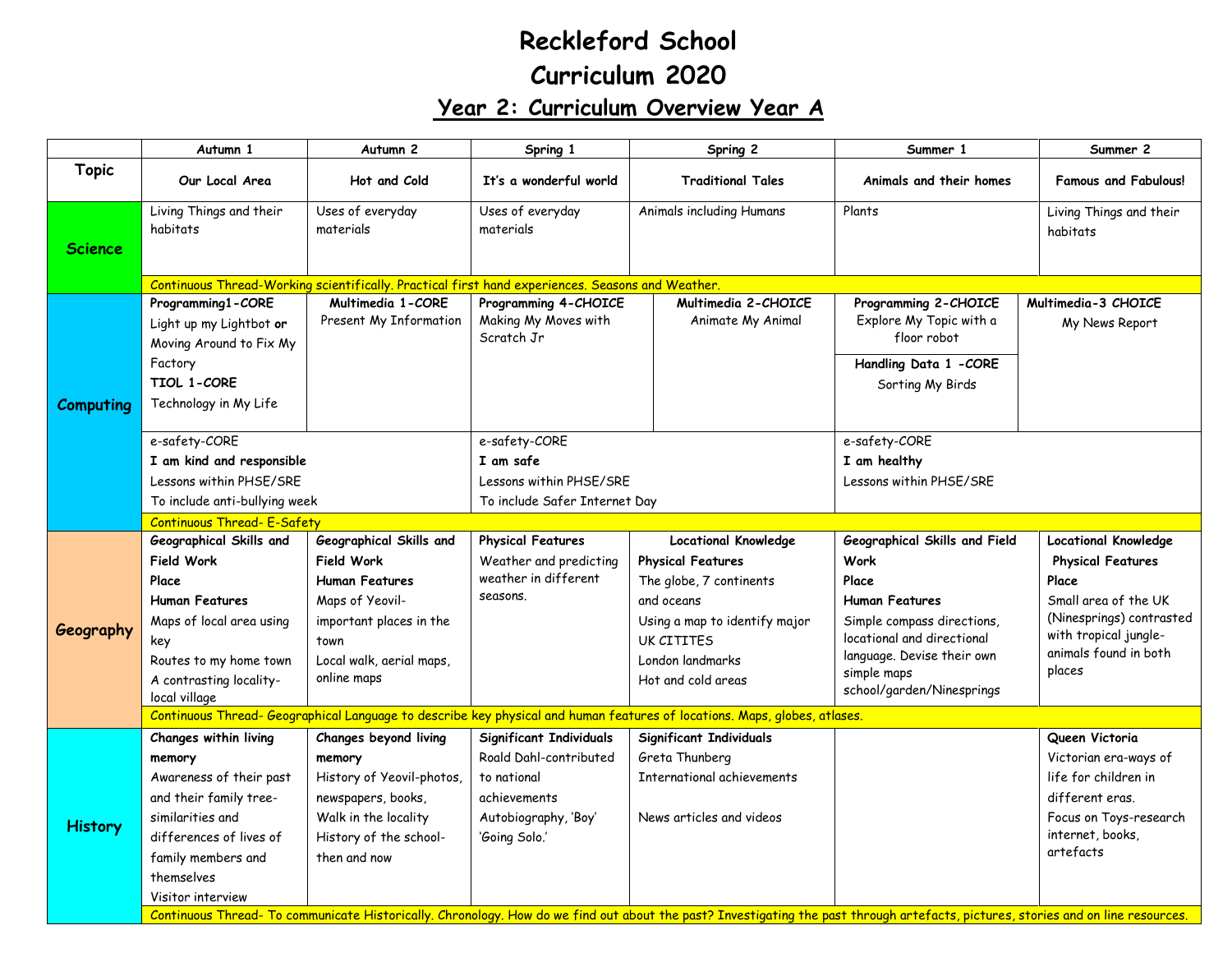# Reckleford School

# Curriculum 2020

## Year 2: Curriculum Overview Year A

| | Autumn 1 | Autumn 2 | Spring 1 | Spring 2 | Summer 1 | Summer 2 |
|---|---|---|---|---|---|---|
| **Topic** | Our Local Area | Hot and Cold | It's a wonderful world | Traditional Tales | Animals and their homes | Famous and Fabulous! |
| **Science** | Living Things and their habitats | Uses of everyday materials | Uses of everyday materials | Animals including Humans | Plants | Living Things and their habitats |
| | Continuous Thread-Working scientifically. Practical first hand experiences. Seasons and Weather. | | | | | |
| **Computing** | **Programming1-CORE** Light up my Lightbot **or** Moving Around to Fix My Factory **TIOL 1-CORE** Technology in My Life | **Multimedia 1-CORE** Present My Information | **Programming 4-CHOICE** Making My Moves with Scratch Jr | **Multimedia 2-CHOICE** Animate My Animal | **Programming 2-CHOICE** Explore My Topic with a floor robot **Handling Data 1 -CORE** Sorting My Birds | **Multimedia-3 CHOICE** My News Report |
| | e-safety-CORE **I am kind and responsible** Lessons within PHSE/SRE To include anti-bullying week | | e-safety-CORE **I am safe** Lessons within PHSE/SRE To include Safer Internet Day | | e-safety-CORE **I am healthy** Lessons within PHSE/SRE | |
| | Continuous Thread- E-Safety | | | | | |
| **Geography** | **Geographical Skills and Field Work** **Place** **Human Features** Maps of local area using key Routes to my home town A contrasting locality-local village | **Geographical Skills and Field Work** **Human Features** Maps of Yeovil-important places in the town Local walk, aerial maps, online maps | **Physical Features** Weather and predicting weather in different seasons. | **Locational Knowledge** **Physical Features** The globe, 7 continents and oceans Using a map to identify major UK CITITES London landmarks Hot and cold areas | **Geographical Skills and Field Work** **Place** **Human Features** Simple compass directions, locational and directional language. Devise their own simple maps school/garden/Ninesprings | **Locational Knowledge** **Physical Features** **Place** Small area of the UK (Ninesprings) contrasted with tropical jungle-animals found in both places |
| | Continuous Thread- Geographical Language to describe key physical and human features of locations. Maps, globes, atlases. | | | | | |
| **History** | **Changes within living memory** Awareness of their past and their family tree-similarities and differences of lives of family members and themselves Visitor interview | **Changes beyond living memory** History of Yeovil-photos, newspapers, books, Walk in the locality History of the school-then and now | **Significant Individuals** Roald Dahl-contributed to national achievements Autobiography, 'Boy' 'Going Solo.' | **Significant Individuals** Greta Thunberg International achievements News articles and videos | | **Queen Victoria** Victorian era-ways of life for children in different eras. Focus on Toys-research internet, books, artefacts |
| | Continuous Thread- To communicate Historically. Chronology. How do we find out about the past? Investigating the past through artefacts, pictures, stories and on line resources. | | | | | |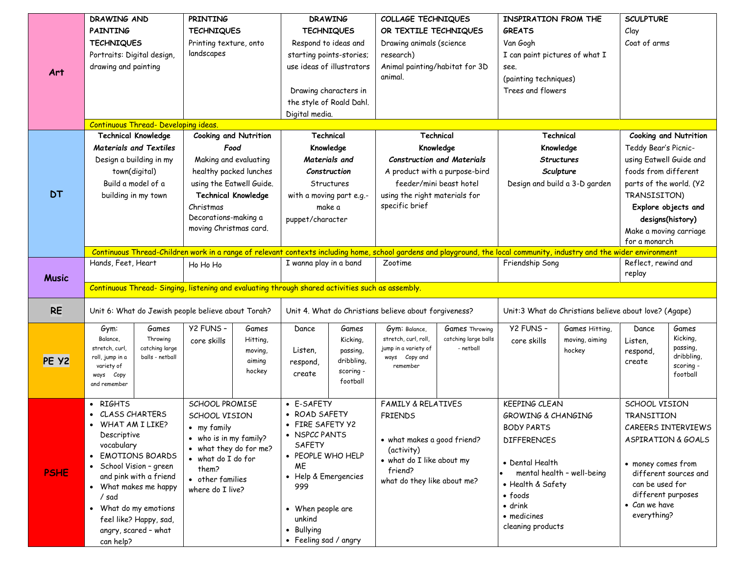| | | | | | | | | | | | | |
|---|---|---|---|---|---|---|---|---|---|---|---|---|
| **Art** | **DRAWING AND PAINTING TECHNIQUES** Portraits: Digital design, drawing and painting | | **PRINTING TECHNIQUES** Printing texture, onto landscapes | | **DRAWING TECHNIQUES** Respond to ideas and starting points-stories; use ideas of illustrators<br><br>Drawing characters in the style of Roald Dahl. Digital media. | | **COLLAGE TECHNIQUES OR TEXTILE TECHNIQUES** Drawing animals (science research) Animal painting/habitat for 3D animal. | | **INSPIRATION FROM THE GREATS** Van Gogh I can paint pictures of what I see. (painting techniques) Trees and flowers | | **SCULPTURE** Clay Coat of arms | |
| | Continuous Thread- Developing ideas. | | | | | | | | | | | |
| **DT** | **Technical Knowledge** ***Materials and Textiles*** Design a building in my town(digital) Build a model of a building in my town | | **Cooking and Nutrition** ***Food*** Making and evaluating healthy packed lunches using the Eatwell Guide. **Technical Knowledge** Christmas Decorations-making a moving Christmas card. | | **Technical Knowledge** ***Materials and Construction*** Structures with a moving part e.g.- make a puppet/character | | **Technical Knowledge** ***Construction and Materials*** A product with a purpose-bird feeder/mini beast hotel using the right materials for specific brief | | **Technical Knowledge** ***Structures*** ***Sculpture*** Design and build a 3-D garden | | **Cooking and Nutrition** Teddy Bear's Picnic- using Eatwell Guide and foods from different parts of the world. (Y2 TRANSISITON) **Explore objects and designs(history)** Make a moving carriage for a monarch | |
| | Continuous Thread-Children work in a range of relevant contexts including home, school gardens and playground, the local community, industry and the wider environment | | | | | | | | | | | |
| **Music** | Hands, Feet, Heart | | Ho Ho Ho | | I wanna play in a band | | Zootime | | Friendship Song | | Reflect, rewind and replay | |
| | Continuous Thread- Singing, listening and evaluating through shared activities such as assembly. | | | | | | | | | | | |
| **RE** | Unit 6: What do Jewish people believe about Torah? | | | | Unit 4. What do Christians believe about forgiveness? | | | | Unit:3 What do Christians believe about love? (Agape) | | | |
| **PE Y2** | Gym: Balance, stretch, curl, roll, jump in a variety of ways Copy and remember | Games Throwing catching large balls - netball | Y2 FUNS – core skills | Games Hitting, moving, aiming hockey | Dance Listen, respond, create | Games Kicking, passing, dribbling, scoring - football | Gym: Balance, stretch, curl, roll, jump in a variety of ways Copy and remember | Games Throwing catching large balls - netball | Y2 FUNS – core skills | Games Hitting, moving, aiming hockey | Dance Listen, respond, create | Games Kicking, passing, dribbling, scoring - football |
| **PSHE** | • RIGHTS<br>• CLASS CHARTERS<br>• WHAT AM I LIKE? Descriptive vocabulary<br>• EMOTIONS BOARDS<br>• School Vision – green and pink with a friend<br>• What makes me happy / sad<br>• What do my emotions feel like? Happy, sad, angry, scared – what can help? | | SCHOOL PROMISE<br>SCHOOL VISION<br>• my family<br>• who is in my family?<br>• what they do for me?<br>• what do I do for them?<br>• other families<br>where do I live? | | • E-SAFETY<br>• ROAD SAFETY<br>• FIRE SAFETY Y2<br>• NSPCC PANTS SAFETY<br>• PEOPLE WHO HELP ME<br>• Help & Emergencies 999<br><br>• When people are unkind<br>• Bullying<br>• Feeling sad / angry | | FAMILY & RELATIVES<br>FRIENDS<br><br>• what makes a good friend? (activity)<br>• what do I like about my friend?<br>what do they like about me? | | KEEPING CLEAN<br>GROWING & CHANGING<br>BODY PARTS<br>DIFFERENCES<br><br>• Dental Health<br>• mental health – well-being<br>• Health & Safety<br>• foods<br>• drink<br>• medicines<br>cleaning products | | SCHOOL VISION<br>TRANSITION<br>CAREERS INTERVIEWS<br>ASPIRATION & GOALS<br><br>• money comes from different sources and can be used for different purposes<br>• Can we have everything? | |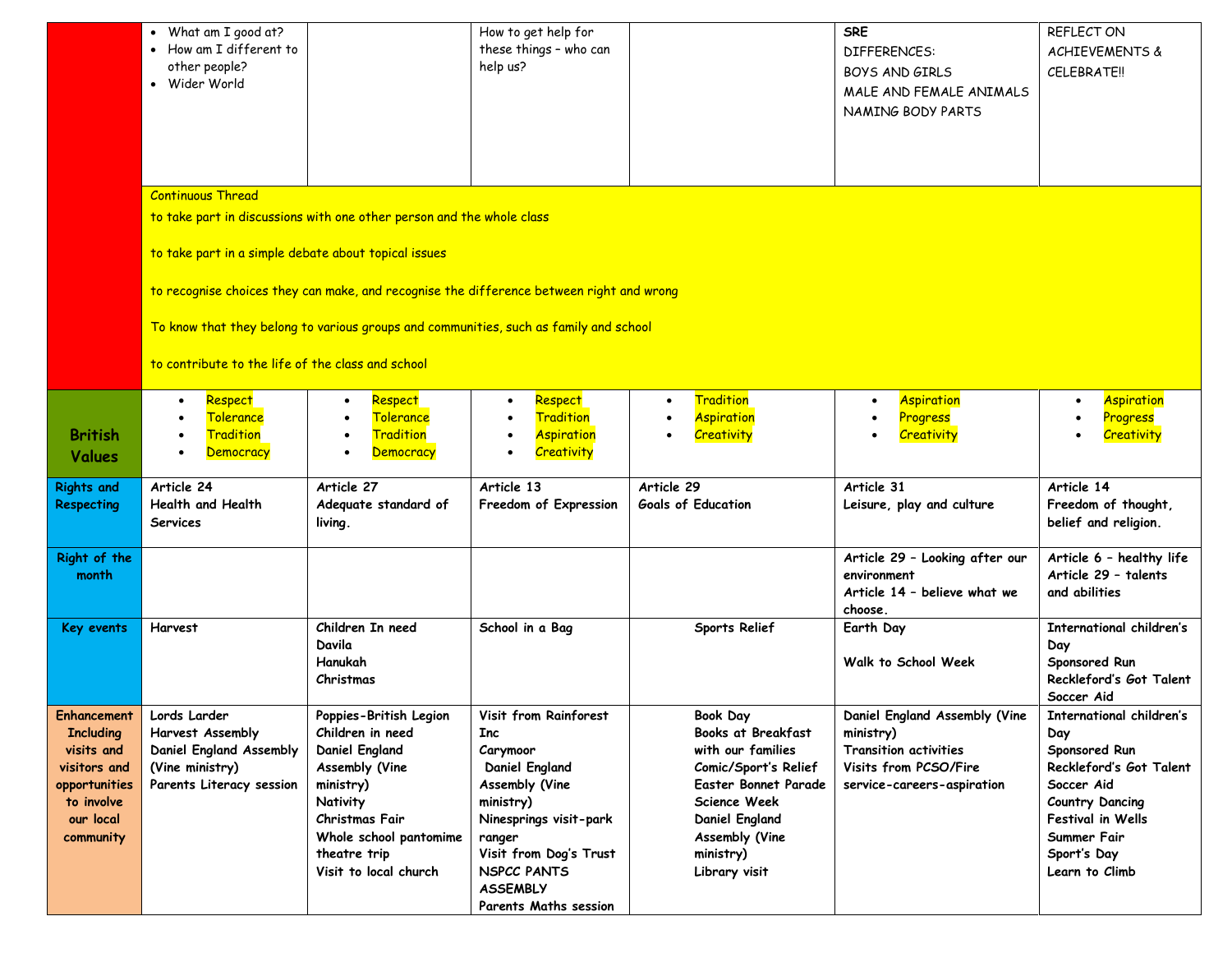| | | | | | | |
|---|---|---|---|---|---|---|
| | • What am I good at?<br>• How am I different to other people?<br>• Wider World | | How to get help for these things – who can help us? | | **SRE**<br>DIFFERENCES:<br>BOYS AND GIRLS<br>MALE AND FEMALE ANIMALS<br>NAMING BODY PARTS | REFLECT ON ACHIEVEMENTS & CELEBRATE!! |
| | Continuous Thread<br>to take part in discussions with one other person and the whole class<br>to take part in a simple debate about topical issues<br>to recognise choices they can make, and recognise the difference between right and wrong<br>To know that they belong to various groups and communities, such as family and school<br>to contribute to the life of the class and school | | | | | |
| **British Values** | • Respect<br>• Tolerance<br>• Tradition<br>• Democracy | • Respect<br>• Tolerance<br>• Tradition<br>• Democracy | • Respect<br>• Tradition<br>• Aspiration<br>• Creativity | • Tradition<br>• Aspiration<br>• Creativity | • Aspiration<br>• Progress<br>• Creativity | • Aspiration<br>• Progress<br>• Creativity |
| **Rights and Respecting** | **Article 24**<br>**Health and Health Services** | **Article 27**<br>**Adequate standard of living.** | **Article 13**<br>**Freedom of Expression** | **Article 29**<br>**Goals of Education** | **Article 31**<br>**Leisure, play and culture** | **Article 14**<br>**Freedom of thought, belief and religion.** |
| **Right of the month** | | | | | **Article 29 – Looking after our environment**<br>**Article 14 – believe what we choose.** | **Article 6 – healthy life**<br>**Article 29 – talents and abilities** |
| **Key events** | **Harvest** | **Children In need**<br>**Davila**<br>**Hanukah**<br>**Christmas** | **School in a Bag** | **Sports Relief** | **Earth Day**<br><br>**Walk to School Week** | **International children's Day**<br>**Sponsored Run**<br>**Reckleford's Got Talent**<br>**Soccer Aid** |
| **Enhancement Including visits and visitors and opportunities to involve our local community** | **Lords Larder**<br>**Harvest Assembly**<br>**Daniel England Assembly (Vine ministry)**<br>**Parents Literacy session** | **Poppies-British Legion**<br>**Children in need**<br>**Daniel England Assembly (Vine ministry)**<br>**Nativity**<br>**Christmas Fair**<br>**Whole school pantomime theatre trip**<br>**Visit to local church** | **Visit from Rainforest Inc**<br>**Carymoor**<br>**Daniel England Assembly (Vine ministry)**<br>**Ninesprings visit-park ranger**<br>**Visit from Dog's Trust**<br>**NSPCC PANTS ASSEMBLY**<br>**Parents Maths session** | **Book Day**<br>**Books at Breakfast with our families**<br>**Comic/Sport's Relief**<br>**Easter Bonnet Parade**<br>**Science Week**<br>**Daniel England Assembly (Vine ministry)**<br>**Library visit** | **Daniel England Assembly (Vine ministry)**<br>**Transition activities**<br>**Visits from PCSO/Fire service-careers-aspiration** | **International children's Day**<br>**Sponsored Run**<br>**Reckleford's Got Talent**<br>**Soccer Aid**<br>**Country Dancing Festival in Wells**<br>**Summer Fair**<br>**Sport's Day**<br>**Learn to Climb** |